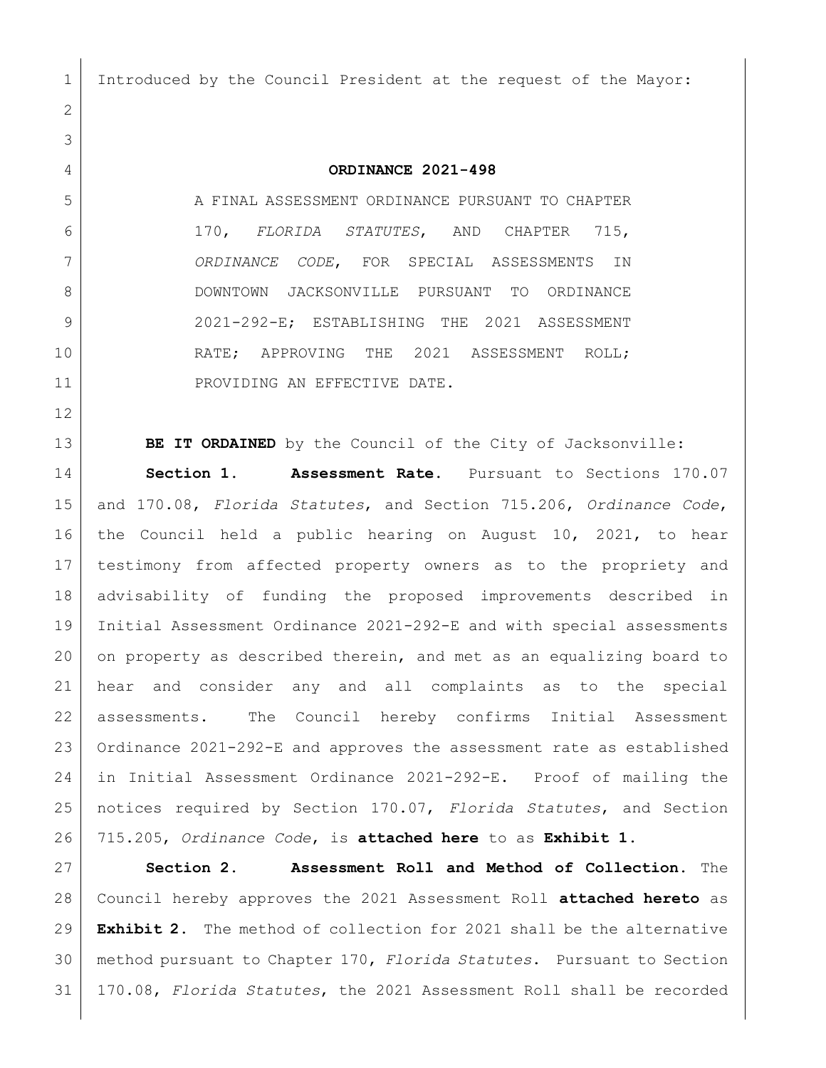Introduced by the Council President at the request of the Mayor:

# ORDINANCE 2021-498

A FINAL ASSESSMENT ORDINANCE PURSUANT TO CHAPTER 170, *FLORIDA STATUTES*, AND CHAPTER 715, *ORDINANCE CODE*, FOR SPECIAL ASSESSMENTS IN DOWNTOWN JACKSONVILLE PURSUANT TO ORDINANCE 2021-292-E; ESTABLISHING THE 2021 ASSESSMENT RATE; APPROVING THE 2021 ASSESSMENT ROLL; PROVIDING AN EFFECTIVE DATE.

**BE IT ORDAINED** by the Council of the City of Jacksonville:

**Section 1. Assessment Rate.** Pursuant to Sections 170.07 and 170.08, *Florida Statutes*, and Section 715.206, *Ordinance Code*, the Council held a public hearing on August 10, 2021, to hear testimony from affected property owners as to the propriety and advisability of funding the proposed improvements described in Initial Assessment Ordinance 2021-292-E and with special assessments on property as described therein, and met as an equalizing board to hear and consider any and all complaints as to the special assessments. The Council hereby confirms Initial Assessment Ordinance 2021-292-E and approves the assessment rate as established in Initial Assessment Ordinance 2021-292-E. Proof of mailing the notices required by Section 170.07, *Florida Statutes*, and Section 715.205, *Ordinance Code*, is **attached here** to as **Exhibit 1**.

**Section 2. Assessment Roll and Method of Collection.** The Council hereby approves the 2021 Assessment Roll **attached hereto** as **Exhibit 2**. The method of collection for 2021 shall be the alternative method pursuant to Chapter 170, *Florida Statutes*. Pursuant to Section 170.08, *Florida Statutes*, the 2021 Assessment Roll shall be recorded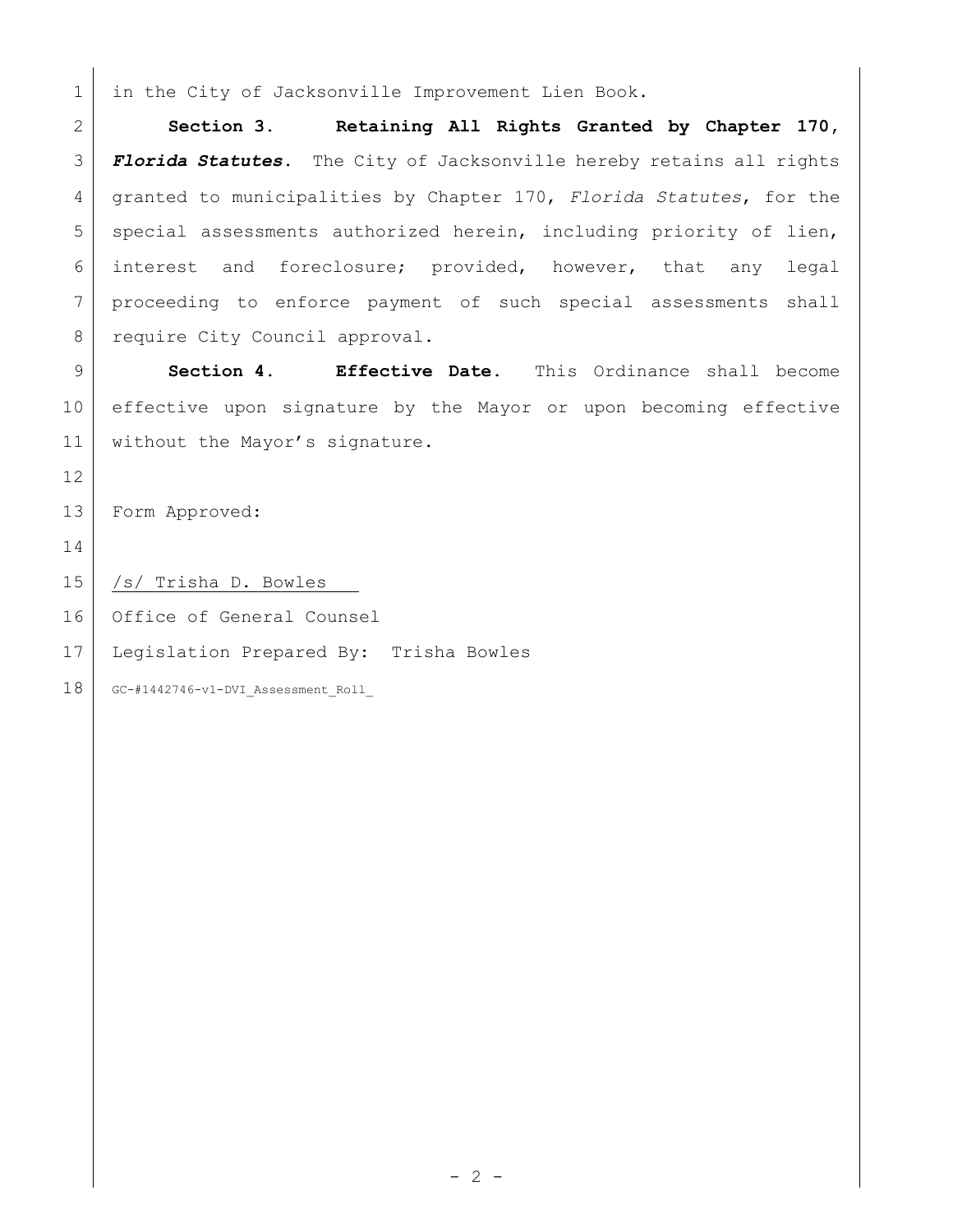in the City of Jacksonville Improvement Lien Book.

**Section 3. Retaining All Rights Granted by Chapter 170, *Florida Statutes*.** The City of Jacksonville hereby retains all rights granted to municipalities by Chapter 170, *Florida Statutes*, for the special assessments authorized herein, including priority of lien, interest and foreclosure; provided, however, that any legal proceeding to enforce payment of such special assessments shall require City Council approval.

**Section 4. Effective Date.** This Ordinance shall become effective upon signature by the Mayor or upon becoming effective without the Mayor's signature.

Form Approved:

/s/ Trisha D. Bowles

Office of General Counsel

Legislation Prepared By: Trisha Bowles

GC-#1442746-v1-DVI_Assessment_Roll_